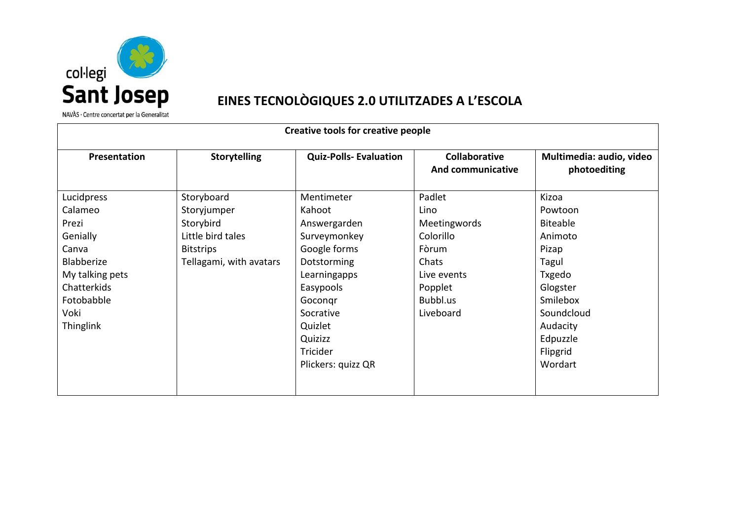col·legi
**Sant Josep**
NAVÀS · Centre concertat per la Generalitat

# EINES TECNOLÒGIQUES 2.0 UTILITZADES A L'ESCOLA

| Creative tools for creative people | | | | |
|---|---|---|---|---|
| **Presentation** | **Storytelling** | **Quiz-Polls- Evaluation** | **Collaborative And communicative** | **Multimedia: audio, video photoediting** |
| Lucidpress | Storyboard | Mentimeter | Padlet | Kizoa |
| Calameo | Storyjumper | Kahoot | Lino | Powtoon |
| Prezi | Storybird | Answergarden | Meetingwords | Biteable |
| Genially | Little bird tales | Surveymonkey | Colorillo | Animoto |
| Canva | Bitstrips | Google forms | Fòrum | Pizap |
| Blabberize | Tellagami, with avatars | Dotstorming | Chats | Tagul |
| My talking pets | | Learningapps | Live events | Txgedo |
| Chatterkids | | Easypools | Popplet | Glogster |
| Fotobabble | | Goconqr | Bubbl.us | Smilebox |
| Voki | | Socrative | Liveboard | Soundcloud |
| Thinglink | | Quizlet | | Audacity |
| | | Quizizz | | Edpuzzle |
| | | Tricider | | Flipgrid |
| | | Plickers: quizz QR | | Wordart |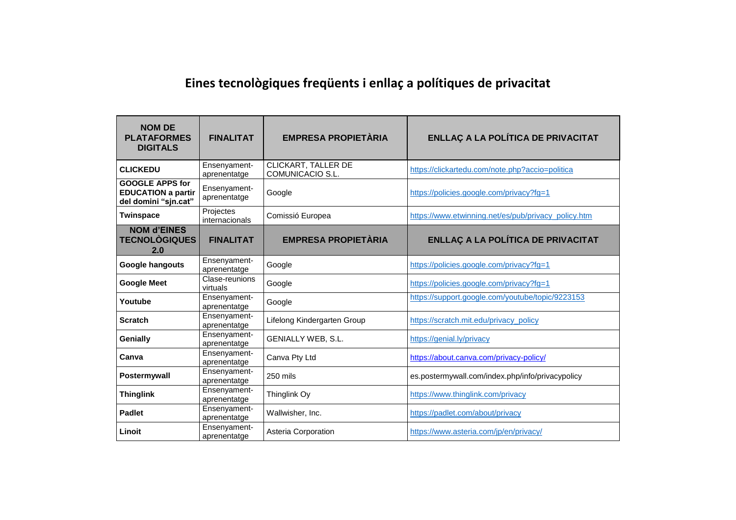# Eines tecnològiques freqüents i enllaç a polítiques de privacitat

| NOM DE PLATAFORMES DIGITALS | FINALITAT | EMPRESA PROPIETÀRIA | ENLLAÇ A LA POLÍTICA DE PRIVACITAT |
|---|---|---|---|
| **CLICKEDU** | Ensenyament-aprenentatge | CLICKART, TALLER DE COMUNICACIO S.L. | https://clickartedu.com/note.php?accio=politica |
| **GOOGLE APPS for EDUCATION a partir del domini "sjn.cat"** | Ensenyament-aprenentatge | Google | https://policies.google.com/privacy?fg=1 |
| **Twinspace** | Projectes internacionals | Comissió Europea | https://www.etwinning.net/es/pub/privacy_policy.htm |
| **NOM d'EINES TECNOLÒGIQUES 2.0** | **FINALITAT** | **EMPRESA PROPIETÀRIA** | **ENLLAÇ A LA POLÍTICA DE PRIVACITAT** |
| **Google hangouts** | Ensenyament-aprenentatge | Google | https://policies.google.com/privacy?fg=1 |
| **Google Meet** | Clase-reunions virtuals | Google | https://policies.google.com/privacy?fg=1 |
| **Youtube** | Ensenyament-aprenentatge | Google | https://support.google.com/youtube/topic/9223153 |
| **Scratch** | Ensenyament-aprenentatge | Lifelong Kindergarten Group | https://scratch.mit.edu/privacy_policy |
| **Genially** | Ensenyament-aprenentatge | GENIALLY WEB, S.L. | https://genial.ly/privacy |
| **Canva** | Ensenyament-aprenentatge | Canva Pty Ltd | https://about.canva.com/privacy-policy/ |
| **Postermywall** | Ensenyament-aprenentatge | 250 mils | es.postermywall.com/index.php/info/privacypolicy |
| **Thinglink** | Ensenyament-aprenentatge | Thinglink Oy | https://www.thinglink.com/privacy |
| **Padlet** | Ensenyament-aprenentatge | Wallwisher, Inc. | https://padlet.com/about/privacy |
| **Linoit** | Ensenyament-aprenentatge | Asteria Corporation | https://www.asteria.com/jp/en/privacy/ |